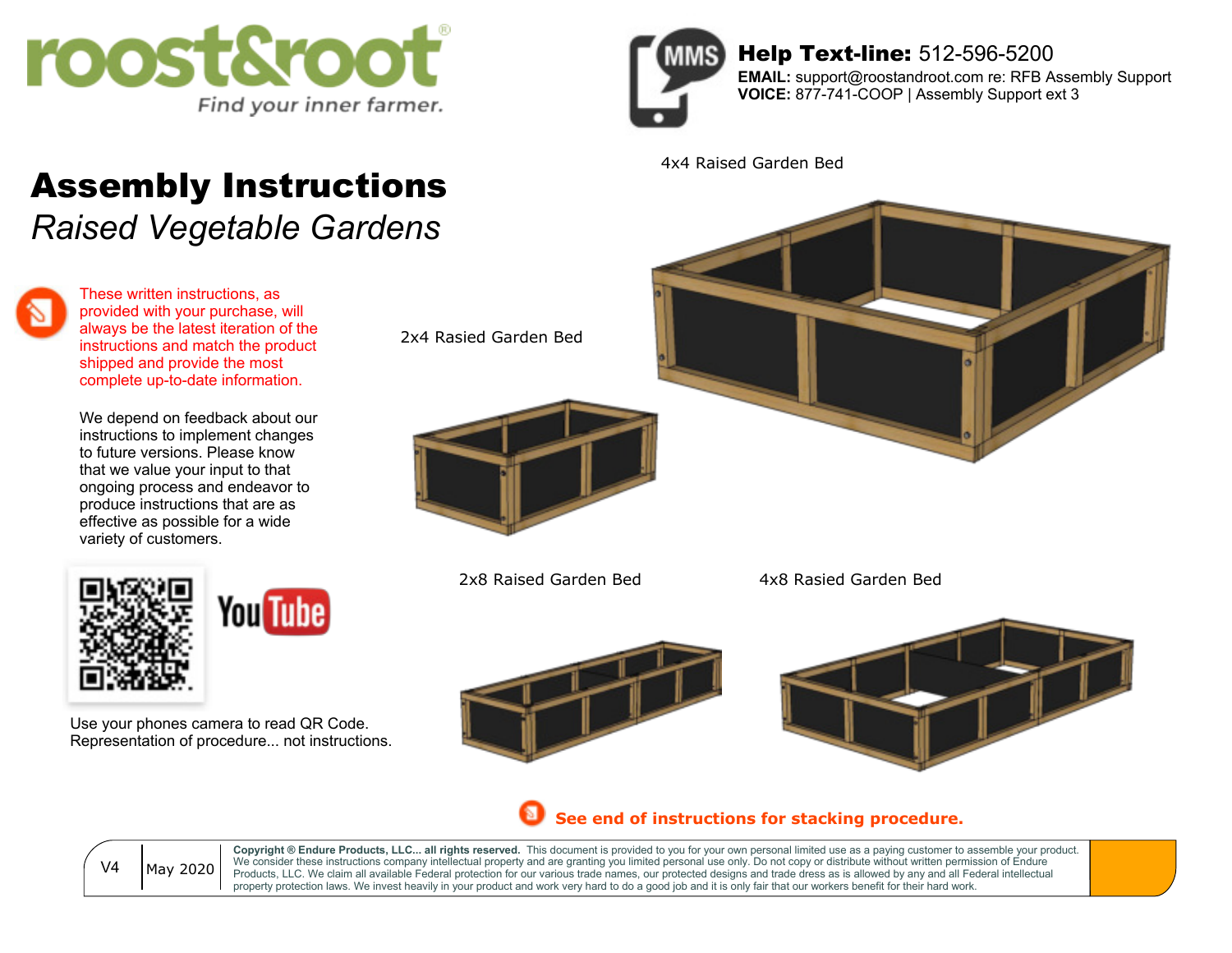roost&root®
*Find your inner farmer.*

**Help Text-line:** 512-596-5200
**EMAIL:** support@roostandroot.com re: RFB Assembly Support
**VOICE:** 877-741-COOP | Assembly Support ext 3

# Assembly Instructions

## *Raised Vegetable Gardens*

These written instructions, as provided with your purchase, will always be the latest iteration of the instructions and match the product shipped and provide the most complete up-to-date information.

We depend on feedback about our instructions to implement changes to future versions. Please know that we value your input to that ongoing process and endeavor to produce instructions that are as effective as possible for a wide variety of customers.

YouTube

Use your phones camera to read QR Code.
Representation of procedure... not instructions.

4x4 Raised Garden Bed

2x4 Rasied Garden Bed

2x8 Raised Garden Bed

4x8 Rasied Garden Bed

**See end of instructions for stacking procedure.**

V4 | May 2020

**Copyright ® Endure Products, LLC... all rights reserved.** This document is provided to you for your own personal limited use as a paying customer to assemble your product. We consider these instructions company intellectual property and are granting you limited personal use only. Do not copy or distribute without written permission of Endure Products, LLC. We claim all available Federal protection for our various trade names, our protected designs and trade dress as is allowed by any and all Federal intellectual property protection laws. We invest heavily in your product and work very hard to do a good job and it is only fair that our workers benefit for their hard work.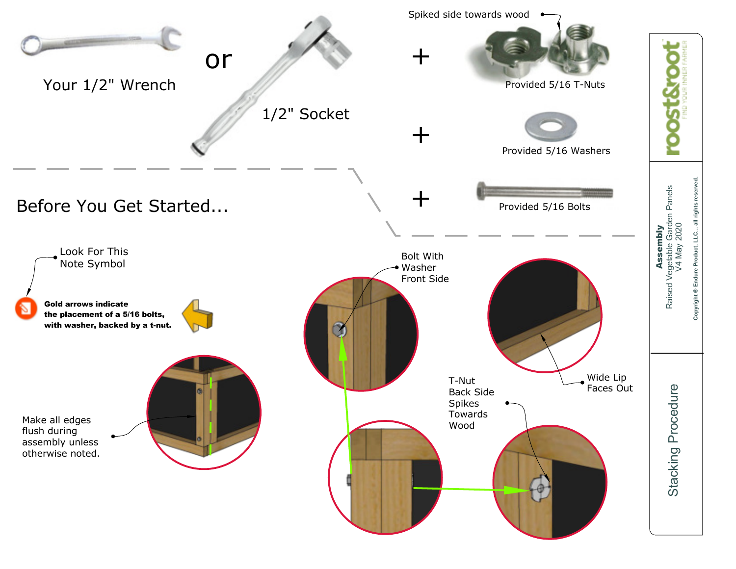Your 1/2" Wrench

or

1/2" Socket

+

Spiked side towards wood

Provided 5/16 T-Nuts

+

Provided 5/16 Washers

+

Provided 5/16 Bolts

## Before You Get Started...

Look For This Note Symbol

**Gold arrows indicate the placement of a 5/16 bolts, with washer, backed by a t-nut.**

Make all edges flush during assembly unless otherwise noted.

Bolt With Washer Front Side

Wide Lip Faces Out

T-Nut Back Side Spikes Towards Wood

roost&root FIND YOUR INNER FARMER

**Assembly**
Raised Vegetable Garden Panels
V4 May 2020

Copyright © Endure Product, LLC... all rights reserved.

Stacking Procedure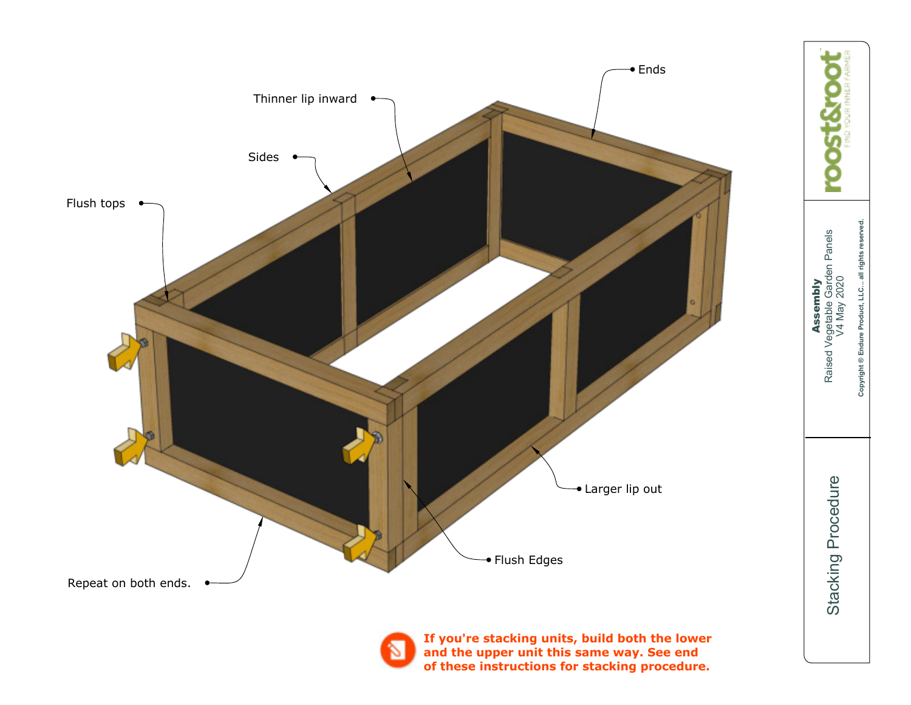Ends

Thinner lip inward

Sides

Flush tops

Larger lip out

Flush Edges

Repeat on both ends.

**If you're stacking units, build both the lower and the upper unit this same way. See end of these instructions for stacking procedure.**

roost&root
FIND YOUR INNER FARMER

**Assembly**
Raised Vegetable Garden Panels
V4 May 2020

Copyright © Endure Product, LLC... all rights reserved.

## Stacking Procedure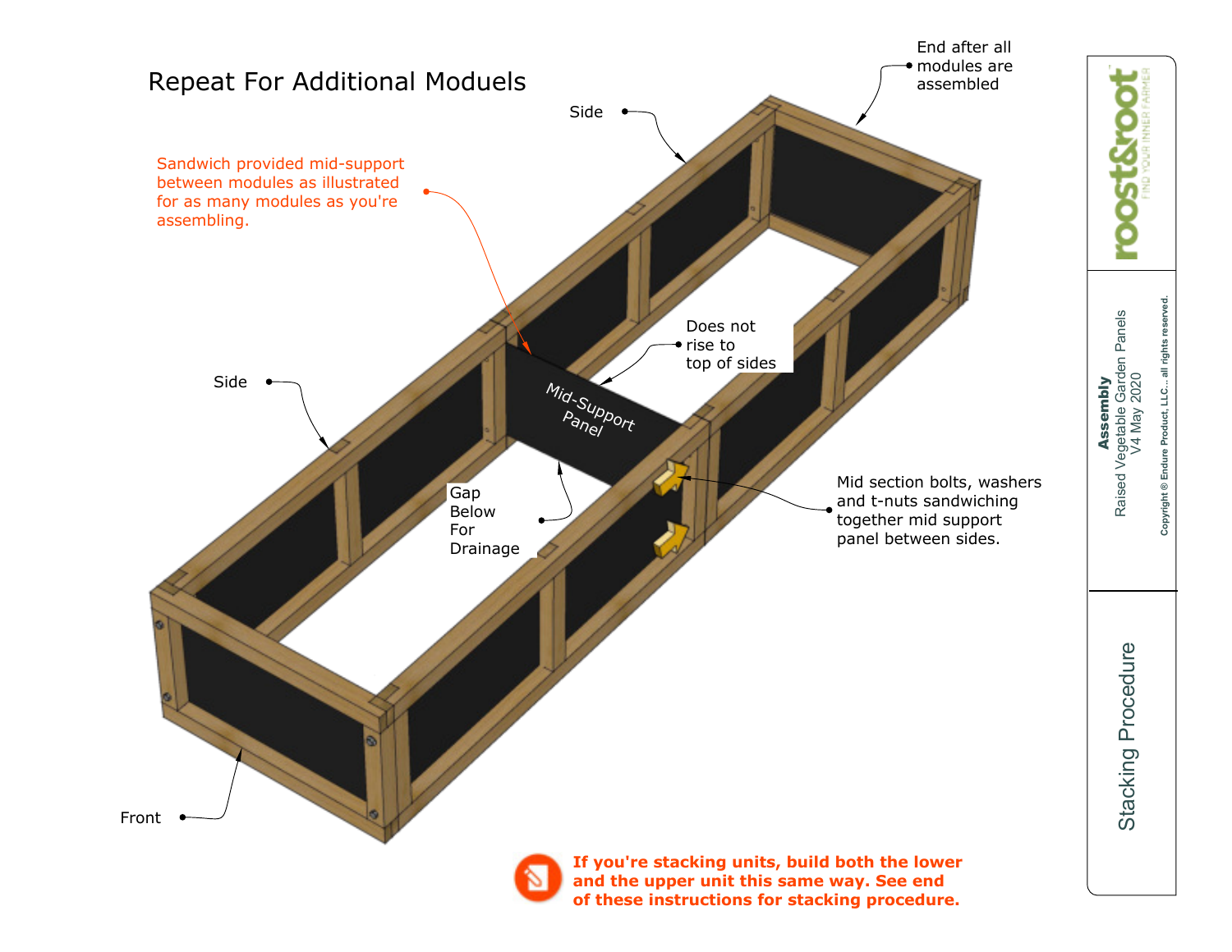# Repeat For Additional Moduels

Sandwich provided mid-support between modules as illustrated for as many modules as you're assembling.

Side

End after all modules are assembled

Does not rise to top of sides

Mid-Support Panel

Side

Gap Below For Drainage

Mid section bolts, washers and t-nuts sandwiching together mid support panel between sides.

Front

**If you're stacking units, build both the lower and the upper unit this same way. See end of these instructions for stacking procedure.**

roost&root FIND YOUR INNER FARMER

**Assembly**
Raised Vegetable Garden Panels
V4 May 2020

Copyright © Endure Product, LLC... all rights reserved.

Stacking Procedure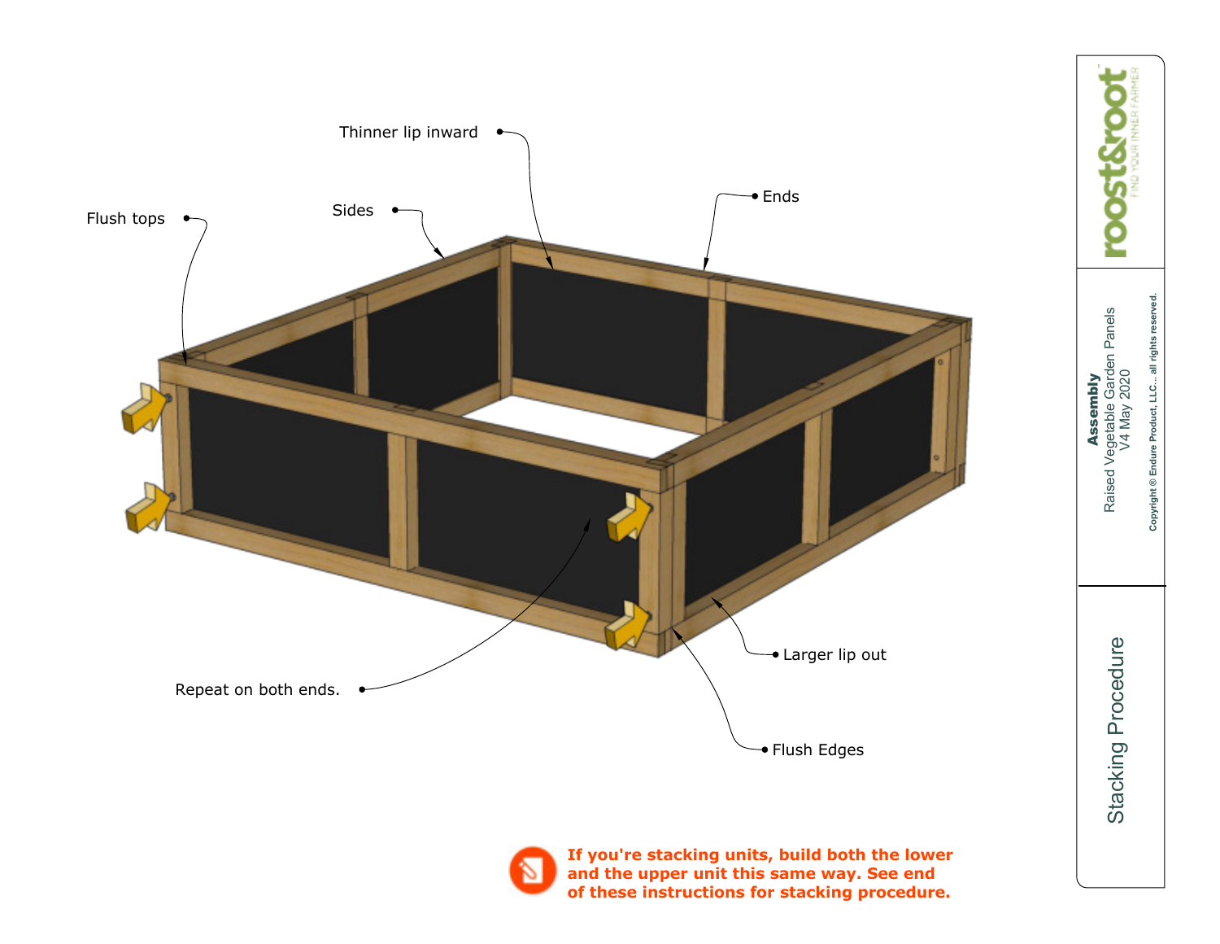Flush tops

Sides

Thinner lip inward

Ends

Repeat on both ends.

Larger lip out

Flush Edges

**If you're stacking units, build both the lower and the upper unit this same way. See end of these instructions for stacking procedure.**

## Stacking Procedure

**Assembly**
Raised Vegetable Garden Panels
V4 May 2020

Copyright © Endure Product, LLC... all rights reserved.

roost&root
FIND YOUR INNER FARMER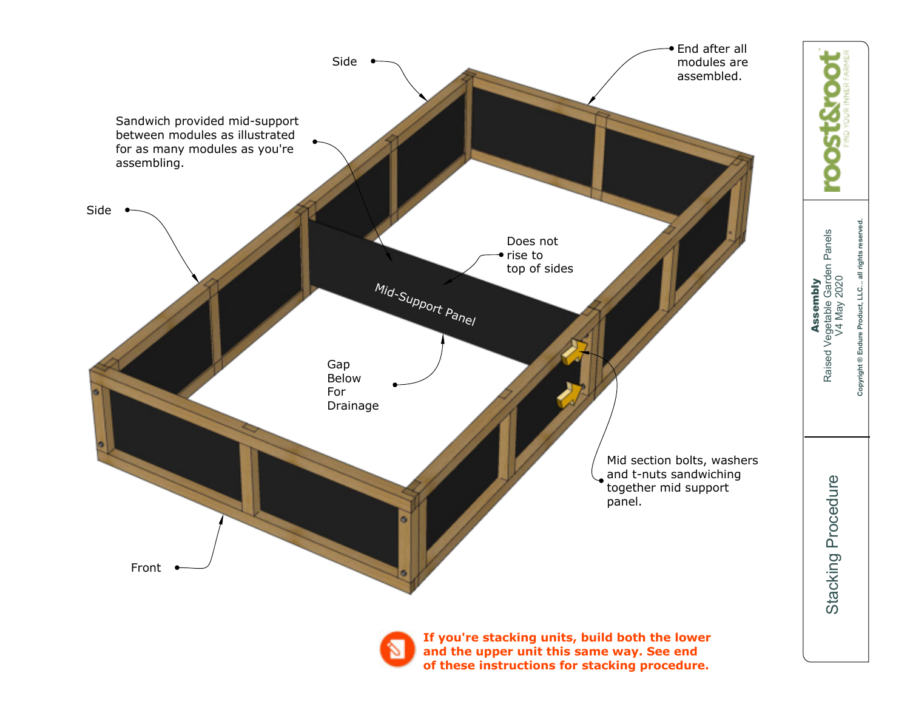Side

End after all modules are assembled.

Sandwich provided mid-support between modules as illustrated for as many modules as you're assembling.

Side

Does not rise to top of sides

Mid-Support Panel

Gap Below For Drainage

Mid section bolts, washers and t-nuts sandwiching together mid support panel.

Front

**If you're stacking units, build both the lower and the upper unit this same way. See end of these instructions for stacking procedure.**

## Stacking Procedure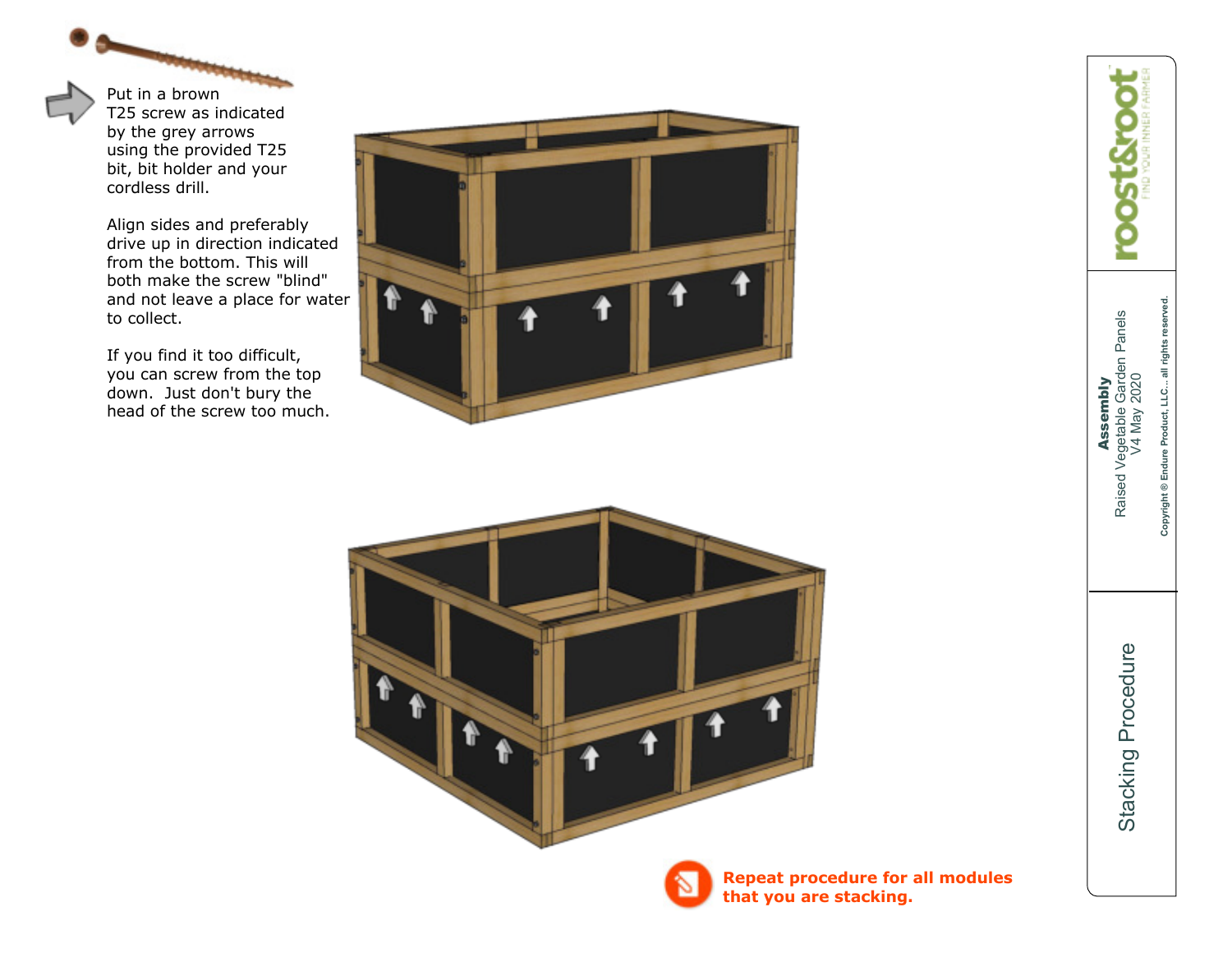Put in a brown T25 screw as indicated by the grey arrows using the provided T25 bit, bit holder and your cordless drill.

Align sides and preferably drive up in direction indicated from the bottom. This will both make the screw "blind" and not leave a place for water to collect.

If you find it too difficult, you can screw from the top down. Just don't bury the head of the screw too much.

**Repeat procedure for all modules that you are stacking.**

## Stacking Procedure

**Assembly**
Raised Vegetable Garden Panels
V4 May 2020

Copyright © Endure Product, LLC... all rights reserved.

roost&root
FIND YOUR INNER FARMER